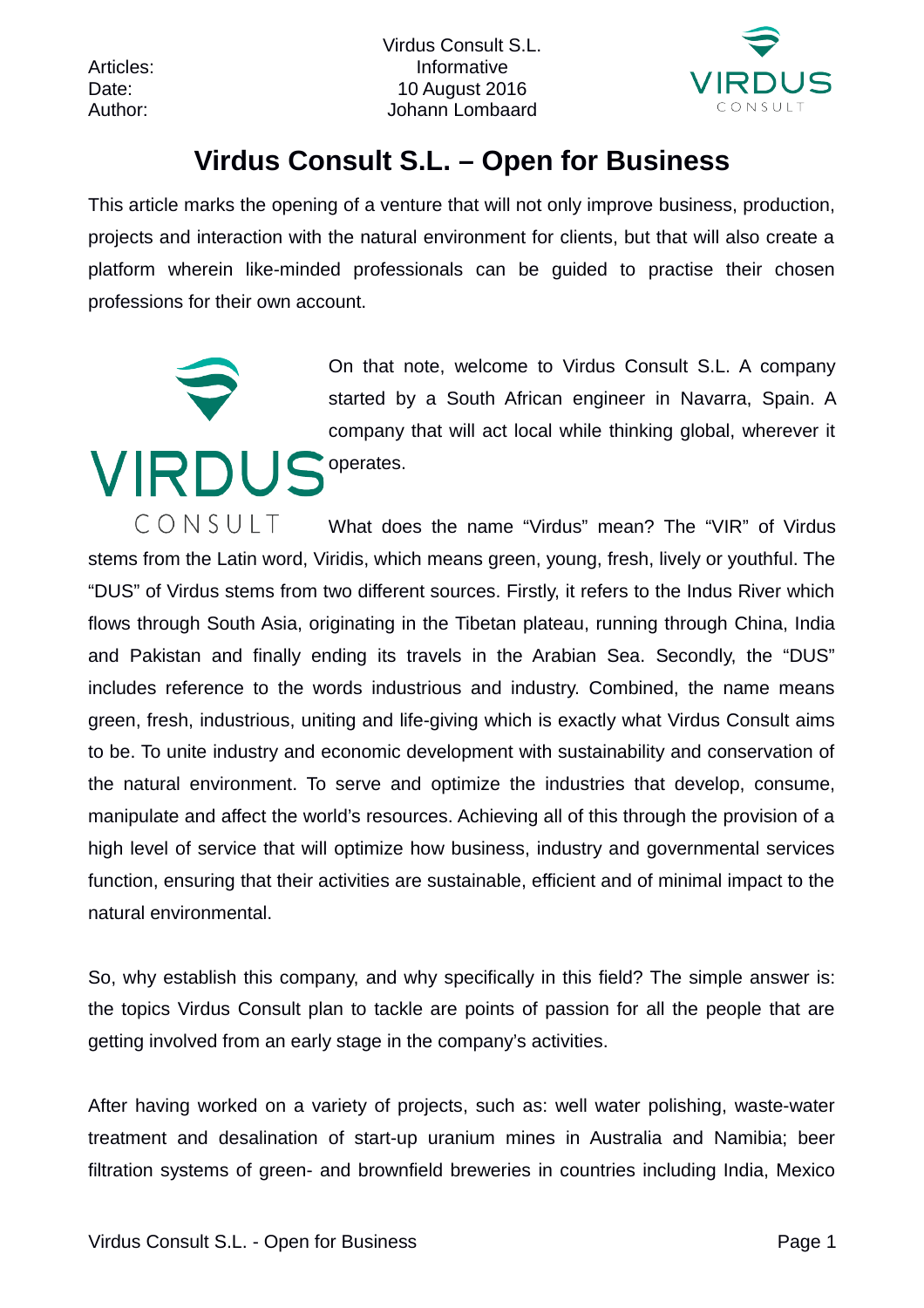Articles: Virdus Consult S.L.
Date: Informative
Author: 10 August 2016
Johann Lombaard

# Virdus Consult S.L. – Open for Business

This article marks the opening of a venture that will not only improve business, production, projects and interaction with the natural environment for clients, but that will also create a platform wherein like-minded professionals can be guided to practise their chosen professions for their own account.

On that note, welcome to Virdus Consult S.L. A company started by a South African engineer in Navarra, Spain. A company that will act local while thinking global, wherever it operates.

What does the name "Virdus" mean? The "VIR" of Virdus stems from the Latin word, Viridis, which means green, young, fresh, lively or youthful. The "DUS" of Virdus stems from two different sources. Firstly, it refers to the Indus River which flows through South Asia, originating in the Tibetan plateau, running through China, India and Pakistan and finally ending its travels in the Arabian Sea. Secondly, the "DUS" includes reference to the words industrious and industry. Combined, the name means green, fresh, industrious, uniting and life-giving which is exactly what Virdus Consult aims to be. To unite industry and economic development with sustainability and conservation of the natural environment. To serve and optimize the industries that develop, consume, manipulate and affect the world's resources. Achieving all of this through the provision of a high level of service that will optimize how business, industry and governmental services function, ensuring that their activities are sustainable, efficient and of minimal impact to the natural environmental.

So, why establish this company, and why specifically in this field? The simple answer is: the topics Virdus Consult plan to tackle are points of passion for all the people that are getting involved from an early stage in the company's activities.

After having worked on a variety of projects, such as: well water polishing, waste-water treatment and desalination of start-up uranium mines in Australia and Namibia; beer filtration systems of green- and brownfield breweries in countries including India, Mexico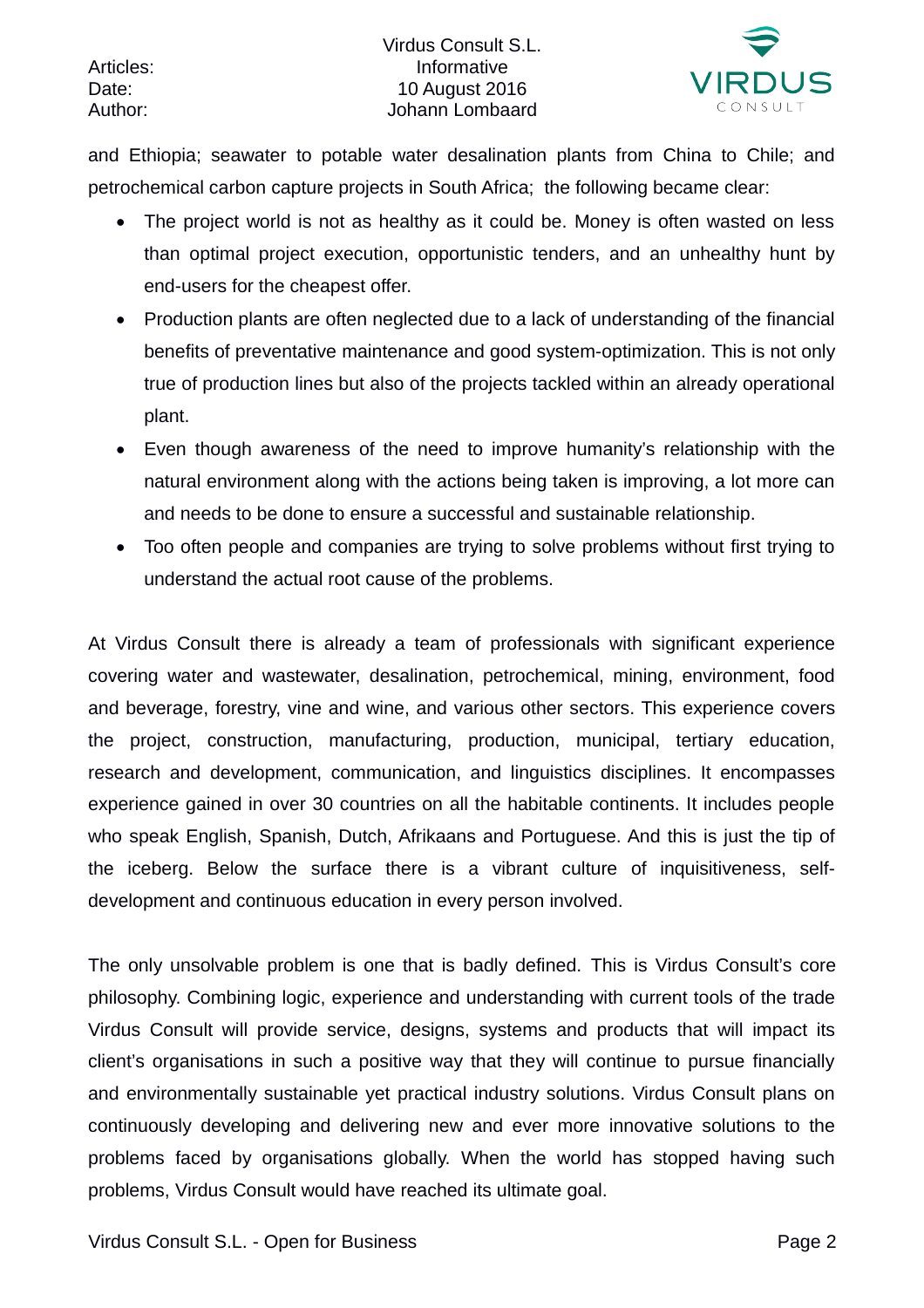and Ethiopia; seawater to potable water desalination plants from China to Chile; and petrochemical carbon capture projects in South Africa; the following became clear:

- The project world is not as healthy as it could be. Money is often wasted on less than optimal project execution, opportunistic tenders, and an unhealthy hunt by end-users for the cheapest offer.
- Production plants are often neglected due to a lack of understanding of the financial benefits of preventative maintenance and good system-optimization. This is not only true of production lines but also of the projects tackled within an already operational plant.
- Even though awareness of the need to improve humanity's relationship with the natural environment along with the actions being taken is improving, a lot more can and needs to be done to ensure a successful and sustainable relationship.
- Too often people and companies are trying to solve problems without first trying to understand the actual root cause of the problems.

At Virdus Consult there is already a team of professionals with significant experience covering water and wastewater, desalination, petrochemical, mining, environment, food and beverage, forestry, vine and wine, and various other sectors. This experience covers the project, construction, manufacturing, production, municipal, tertiary education, research and development, communication, and linguistics disciplines. It encompasses experience gained in over 30 countries on all the habitable continents. It includes people who speak English, Spanish, Dutch, Afrikaans and Portuguese. And this is just the tip of the iceberg. Below the surface there is a vibrant culture of inquisitiveness, self-development and continuous education in every person involved.

The only unsolvable problem is one that is badly defined. This is Virdus Consult's core philosophy. Combining logic, experience and understanding with current tools of the trade Virdus Consult will provide service, designs, systems and products that will impact its client's organisations in such a positive way that they will continue to pursue financially and environmentally sustainable yet practical industry solutions. Virdus Consult plans on continuously developing and delivering new and ever more innovative solutions to the problems faced by organisations globally. When the world has stopped having such problems, Virdus Consult would have reached its ultimate goal.